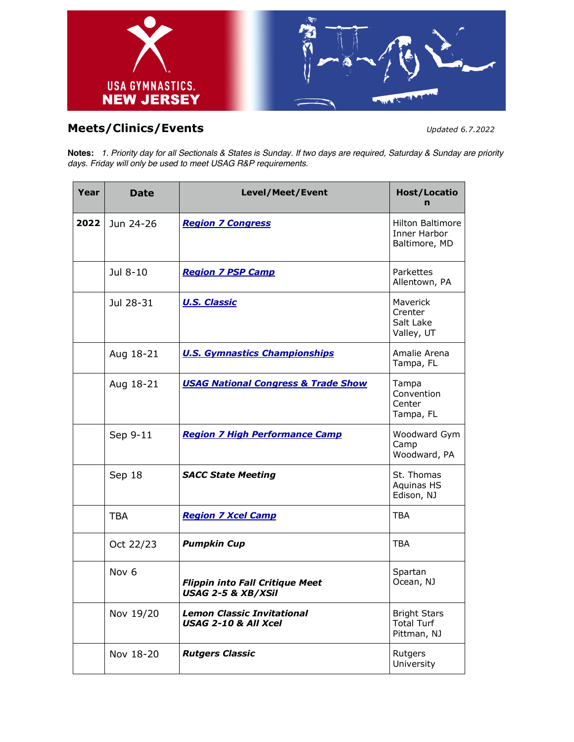USA GYMNASTICS
NEW JERSEY

## Meets/Clinics/Events

*Updated 6.7.2022*

**Notes:** *1. Priority day for all Sectionals & States is Sunday. If two days are required, Saturday & Sunday are priority days. Friday will only be used to meet USAG R&P requirements.*

| Year | Date | Level/Meet/Event | Host/Location |
|---|---|---|---|
| **2022** | Jun 24-26 | ***Region 7 Congress*** | Hilton Baltimore Inner Harbor Baltimore, MD |
| | Jul 8-10 | ***Region 7 PSP Camp*** | Parkettes Allentown, PA |
| | Jul 28-31 | ***U.S. Classic*** | Maverick Crenter Salt Lake Valley, UT |
| | Aug 18-21 | ***U.S. Gymnastics Championships*** | Amalie Arena Tampa, FL |
| | Aug 18-21 | ***USAG National Congress & Trade Show*** | Tampa Convention Center Tampa, FL |
| | Sep 9-11 | ***Region 7 High Performance Camp*** | Woodward Gym Camp Woodward, PA |
| | Sep 18 | ***SACC State Meeting*** | St. Thomas Aquinas HS Edison, NJ |
| | TBA | ***Region 7 Xcel Camp*** | TBA |
| | Oct 22/23 | ***Pumpkin Cup*** | TBA |
| | Nov 6 | ***Flippin into Fall Critique Meet USAG 2-5 & XB/XSil*** | Spartan Ocean, NJ |
| | Nov 19/20 | ***Lemon Classic Invitational USAG 2-10 & All Xcel*** | Bright Stars Total Turf Pittman, NJ |
| | Nov 18-20 | ***Rutgers Classic*** | Rutgers University |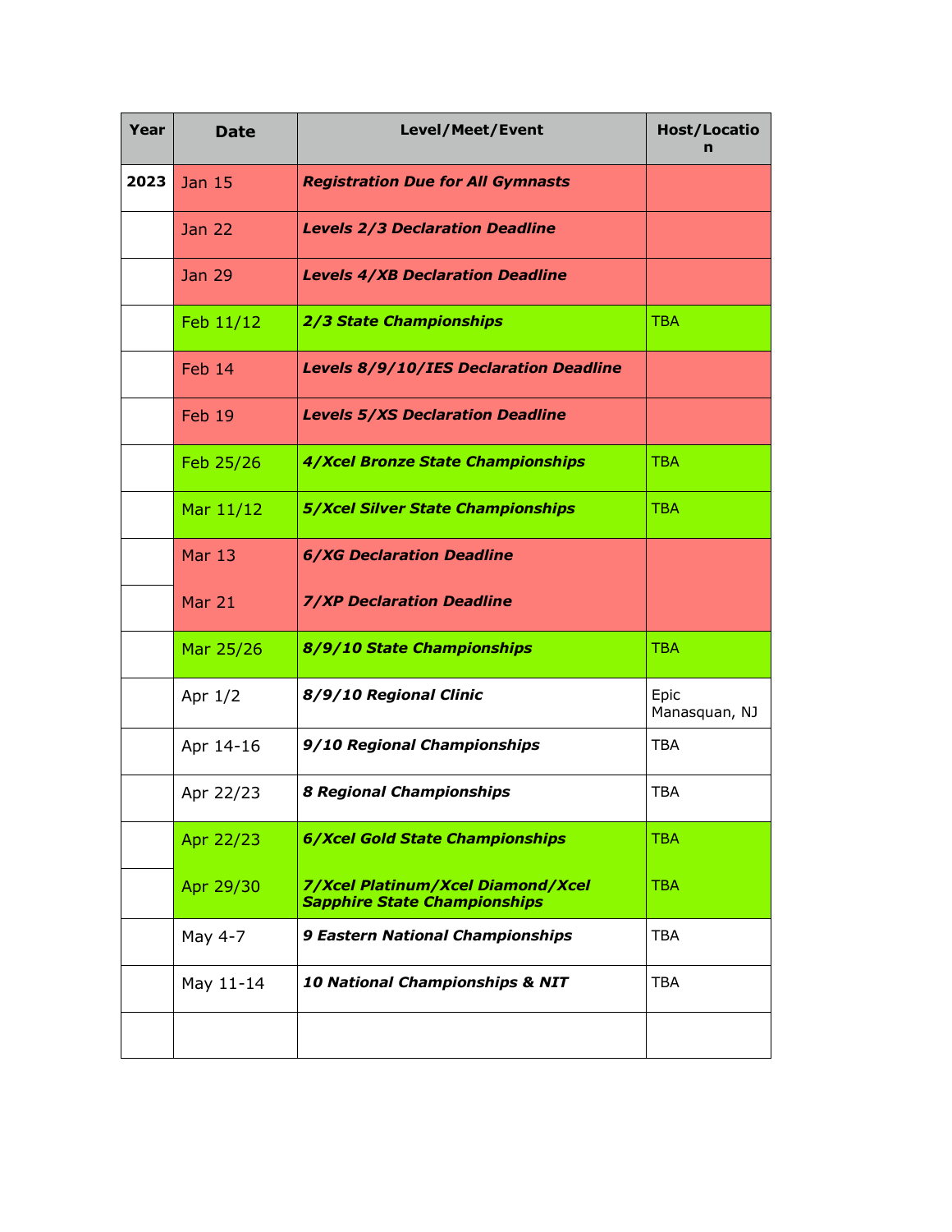| Year | Date | Level/Meet/Event | Host/Location |
|---|---|---|---|
| **2023** | Jan 15 | ***Registration Due for All Gymnasts*** | |
| | Jan 22 | ***Levels 2/3 Declaration Deadline*** | |
| | Jan 29 | ***Levels 4/XB Declaration Deadline*** | |
| | Feb 11/12 | ***2/3 State Championships*** | TBA |
| | Feb 14 | ***Levels 8/9/10/IES Declaration Deadline*** | |
| | Feb 19 | ***Levels 5/XS Declaration Deadline*** | |
| | Feb 25/26 | ***4/Xcel Bronze State Championships*** | TBA |
| | Mar 11/12 | ***5/Xcel Silver State Championships*** | TBA |
| | Mar 13 | ***6/XG Declaration Deadline*** | |
| | Mar 21 | ***7/XP Declaration Deadline*** | |
| | Mar 25/26 | ***8/9/10 State Championships*** | TBA |
| | Apr 1/2 | ***8/9/10 Regional Clinic*** | Epic Manasquan, NJ |
| | Apr 14-16 | ***9/10 Regional Championships*** | TBA |
| | Apr 22/23 | ***8 Regional Championships*** | TBA |
| | Apr 22/23 | ***6/Xcel Gold State Championships*** | TBA |
| | Apr 29/30 | ***7/Xcel Platinum/Xcel Diamond/Xcel Sapphire State Championships*** | TBA |
| | May 4-7 | ***9 Eastern National Championships*** | TBA |
| | May 11-14 | ***10 National Championships & NIT*** | TBA |
| | | | |